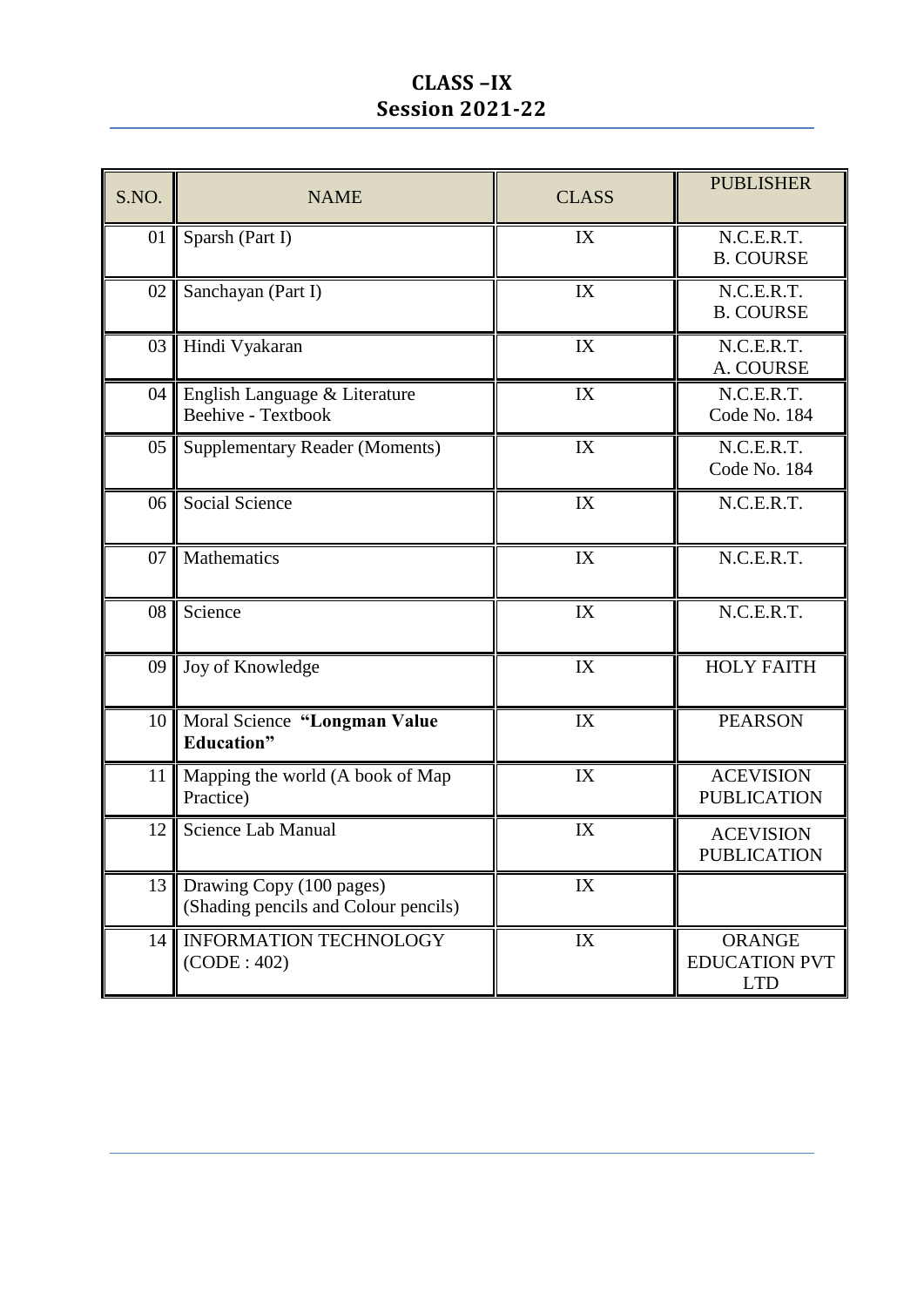# CLASS –IX
## Session 2021-22

| S.NO. | NAME | CLASS | PUBLISHER |
|---|---|---|---|
| 01 | Sparsh (Part I) | IX | N.C.E.R.T. B. COURSE |
| 02 | Sanchayan (Part I) | IX | N.C.E.R.T. B. COURSE |
| 03 | Hindi Vyakaran | IX | N.C.E.R.T. A. COURSE |
| 04 | English Language & Literature Beehive - Textbook | IX | N.C.E.R.T. Code No. 184 |
| 05 | Supplementary Reader (Moments) | IX | N.C.E.R.T. Code No. 184 |
| 06 | Social Science | IX | N.C.E.R.T. |
| 07 | Mathematics | IX | N.C.E.R.T. |
| 08 | Science | IX | N.C.E.R.T. |
| 09 | Joy of Knowledge | IX | HOLY FAITH |
| 10 | Moral Science **"Longman Value Education"** | IX | PEARSON |
| 11 | Mapping the world (A book of Map Practice) | IX | ACEVISION PUBLICATION |
| 12 | Science Lab Manual | IX | ACEVISION PUBLICATION |
| 13 | Drawing Copy (100 pages) (Shading pencils and Colour pencils) | IX | |
| 14 | INFORMATION TECHNOLOGY (CODE : 402) | IX | ORANGE EDUCATION PVT LTD |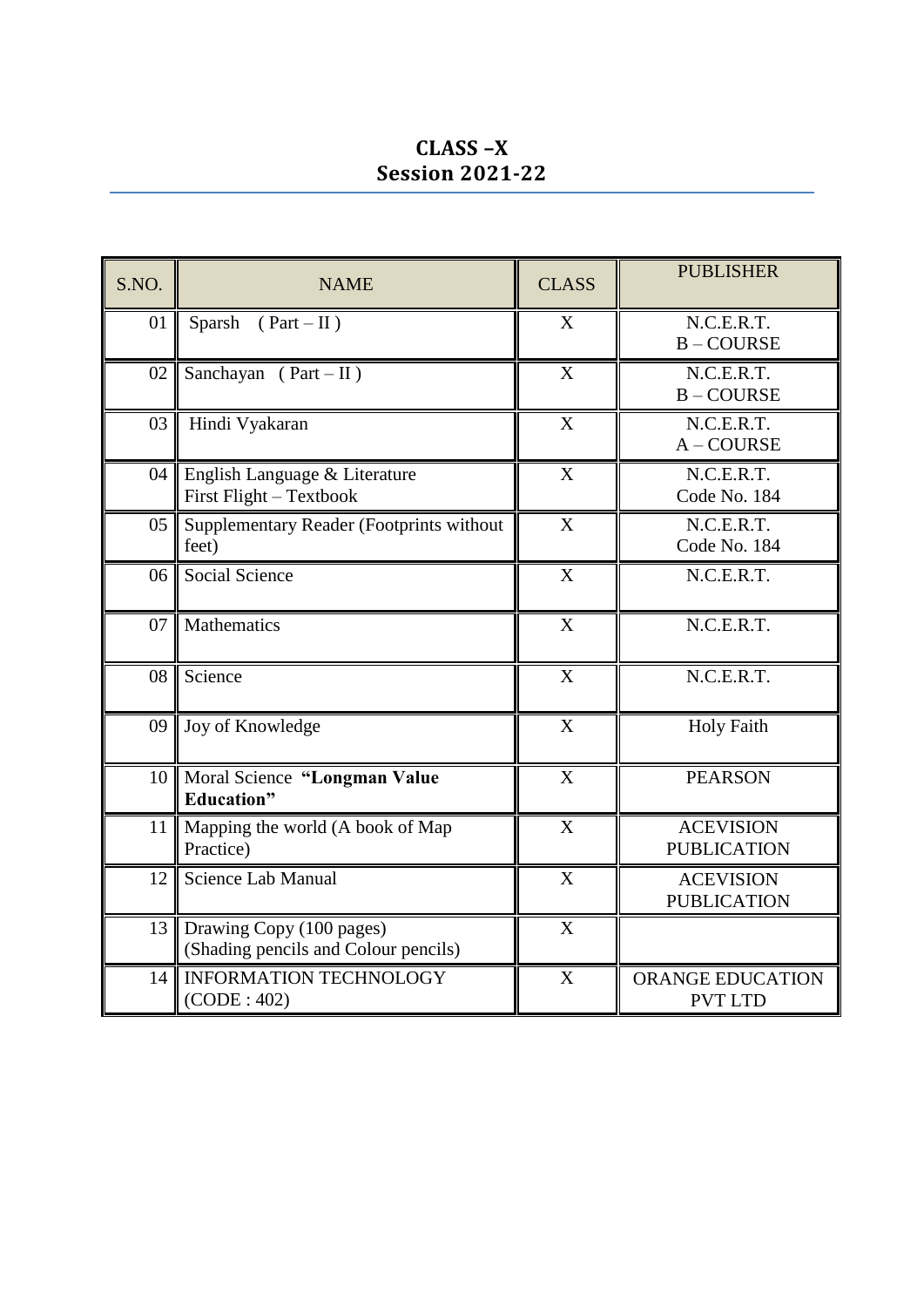## CLASS –X
## Session 2021-22

| S.NO. | NAME | CLASS | PUBLISHER |
|---|---|---|---|
| 01 | Sparsh ( Part – II ) | X | N.C.E.R.T. B – COURSE |
| 02 | Sanchayan ( Part – II ) | X | N.C.E.R.T. B – COURSE |
| 03 | Hindi Vyakaran | X | N.C.E.R.T. A – COURSE |
| 04 | English Language & Literature First Flight – Textbook | X | N.C.E.R.T. Code No. 184 |
| 05 | Supplementary Reader (Footprints without feet) | X | N.C.E.R.T. Code No. 184 |
| 06 | Social Science | X | N.C.E.R.T. |
| 07 | Mathematics | X | N.C.E.R.T. |
| 08 | Science | X | N.C.E.R.T. |
| 09 | Joy of Knowledge | X | Holy Faith |
| 10 | Moral Science **"Longman Value Education"** | X | PEARSON |
| 11 | Mapping the world (A book of Map Practice) | X | ACEVISION PUBLICATION |
| 12 | Science Lab Manual | X | ACEVISION PUBLICATION |
| 13 | Drawing Copy (100 pages) (Shading pencils and Colour pencils) | X | |
| 14 | INFORMATION TECHNOLOGY (CODE : 402) | X | ORANGE EDUCATION PVT LTD |